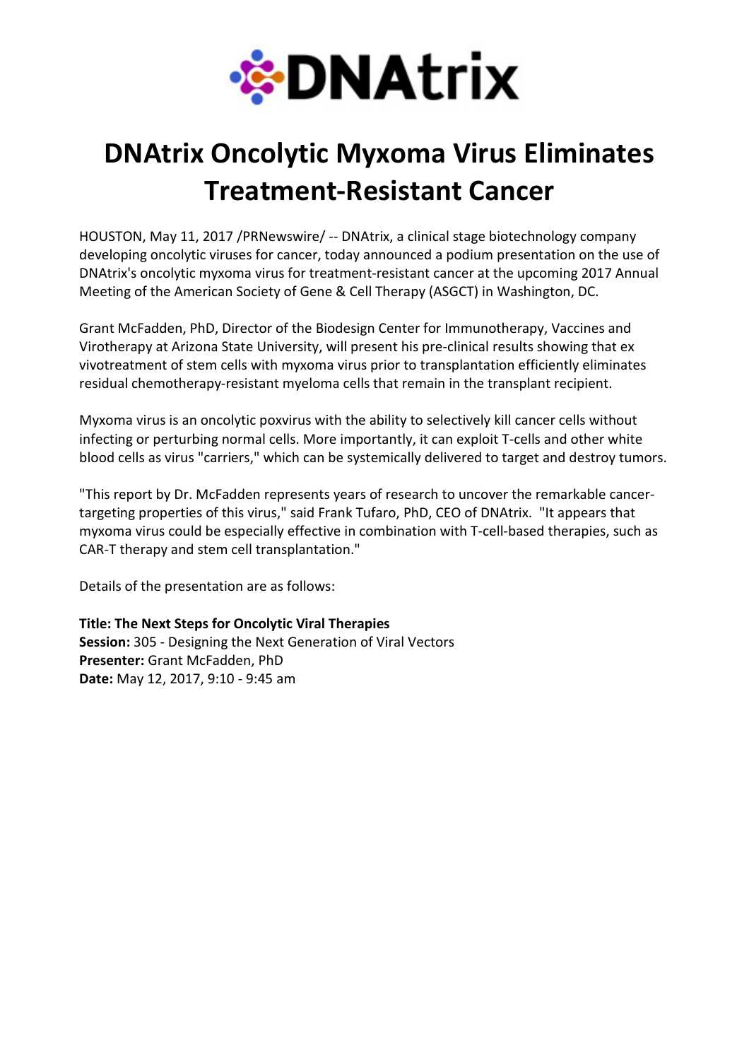DNAtrix

# DNAtrix Oncolytic Myxoma Virus Eliminates Treatment-Resistant Cancer

HOUSTON, May 11, 2017 /PRNewswire/ -- DNAtrix, a clinical stage biotechnology company developing oncolytic viruses for cancer, today announced a podium presentation on the use of DNAtrix's oncolytic myxoma virus for treatment-resistant cancer at the upcoming 2017 Annual Meeting of the American Society of Gene & Cell Therapy (ASGCT) in Washington, DC.

Grant McFadden, PhD, Director of the Biodesign Center for Immunotherapy, Vaccines and Virotherapy at Arizona State University, will present his pre-clinical results showing that ex vivotreatment of stem cells with myxoma virus prior to transplantation efficiently eliminates residual chemotherapy-resistant myeloma cells that remain in the transplant recipient.

Myxoma virus is an oncolytic poxvirus with the ability to selectively kill cancer cells without infecting or perturbing normal cells. More importantly, it can exploit T-cells and other white blood cells as virus "carriers," which can be systemically delivered to target and destroy tumors.

"This report by Dr. McFadden represents years of research to uncover the remarkable cancer-targeting properties of this virus," said Frank Tufaro, PhD, CEO of DNAtrix. "It appears that myxoma virus could be especially effective in combination with T-cell-based therapies, such as CAR-T therapy and stem cell transplantation."

Details of the presentation are as follows:

**Title: The Next Steps for Oncolytic Viral Therapies**
**Session:** 305 - Designing the Next Generation of Viral Vectors
**Presenter:** Grant McFadden, PhD
**Date:** May 12, 2017, 9:10 - 9:45 am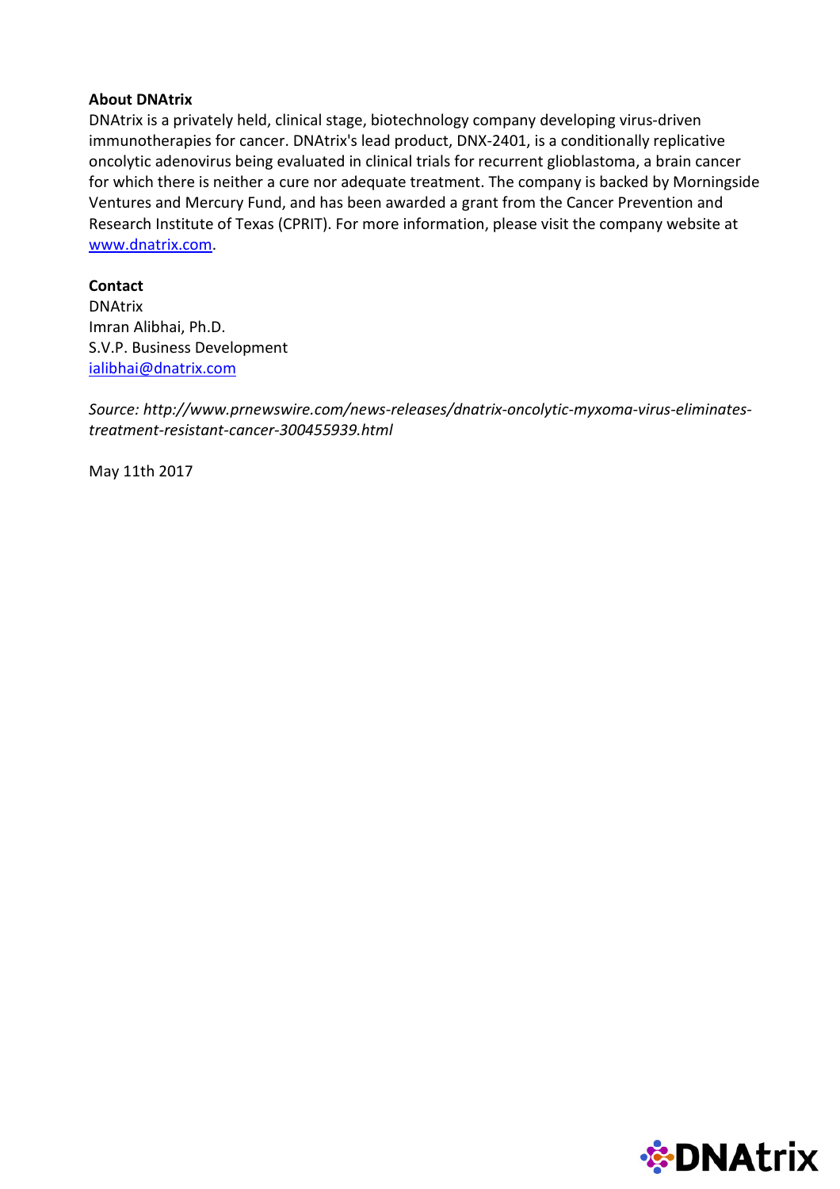**About DNAtrix**

DNAtrix is a privately held, clinical stage, biotechnology company developing virus-driven immunotherapies for cancer. DNAtrix's lead product, DNX-2401, is a conditionally replicative oncolytic adenovirus being evaluated in clinical trials for recurrent glioblastoma, a brain cancer for which there is neither a cure nor adequate treatment. The company is backed by Morningside Ventures and Mercury Fund, and has been awarded a grant from the Cancer Prevention and Research Institute of Texas (CPRIT). For more information, please visit the company website at [www.dnatrix.com](http://www.dnatrix.com).

**Contact**

DNAtrix
Imran Alibhai, Ph.D.
S.V.P. Business Development
[ialibhai@dnatrix.com](mailto:ialibhai@dnatrix.com)

*Source: http://www.prnewswire.com/news-releases/dnatrix-oncolytic-myxoma-virus-eliminates-treatment-resistant-cancer-300455939.html*

May 11th 2017